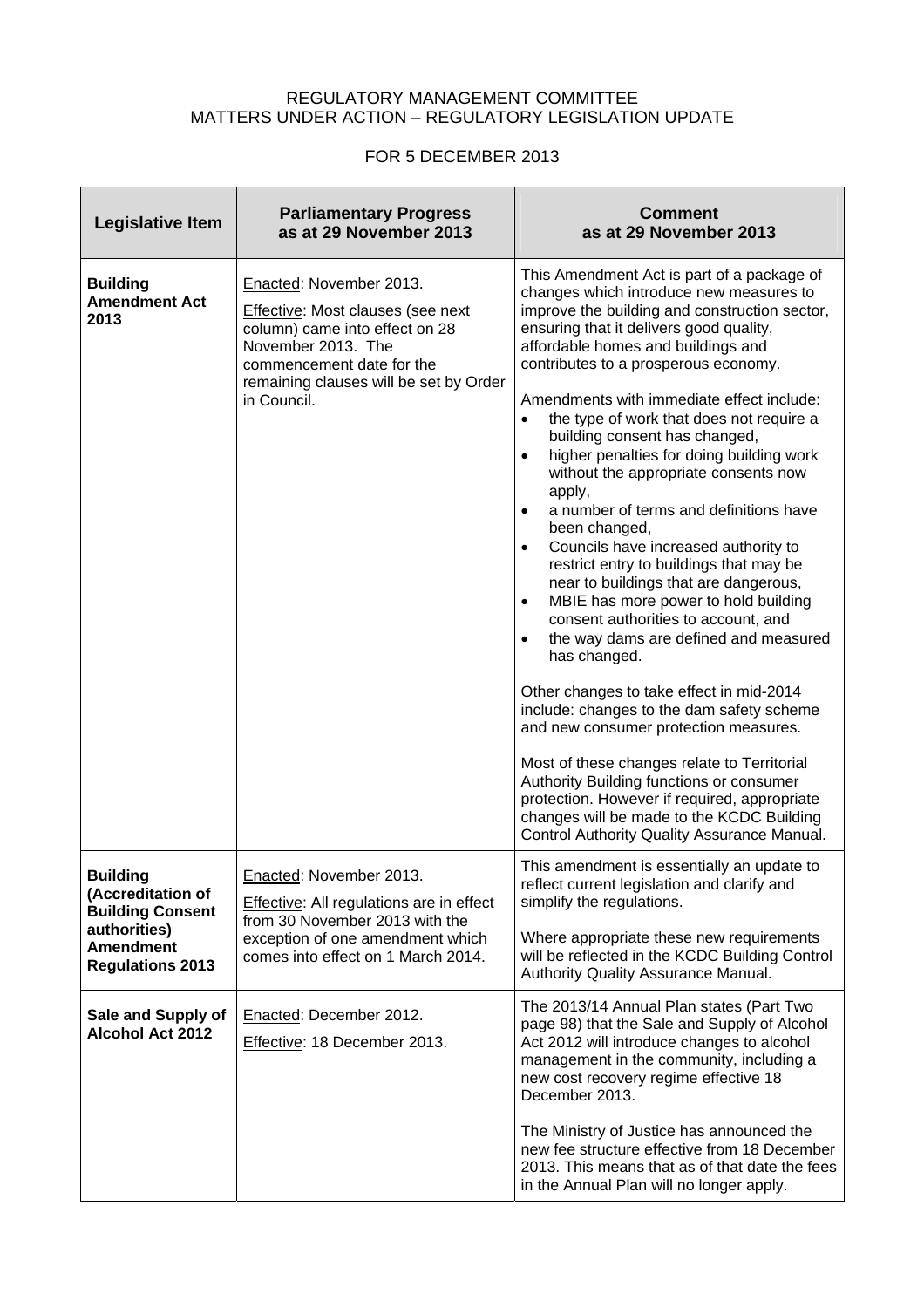REGULATORY MANAGEMENT COMMITTEE
MATTERS UNDER ACTION – REGULATORY LEGISLATION UPDATE

FOR 5 DECEMBER 2013

| Legislative Item | Parliamentary Progress as at 29 November 2013 | Comment as at 29 November 2013 |
|---|---|---|
| **Building Amendment Act 2013** | Enacted: November 2013.<br><br>Effective: Most clauses (see next column) came into effect on 28 November 2013. The commencement date for the remaining clauses will be set by Order in Council. | This Amendment Act is part of a package of changes which introduce new measures to improve the building and construction sector, ensuring that it delivers good quality, affordable homes and buildings and contributes to a prosperous economy.<br><br>Amendments with immediate effect include:<br>• the type of work that does not require a building consent has changed,<br>• higher penalties for doing building work without the appropriate consents now apply,<br>• a number of terms and definitions have been changed,<br>• Councils have increased authority to restrict entry to buildings that may be near to buildings that are dangerous,<br>• MBIE has more power to hold building consent authorities to account, and<br>• the way dams are defined and measured has changed.<br><br>Other changes to take effect in mid-2014 include: changes to the dam safety scheme and new consumer protection measures.<br><br>Most of these changes relate to Territorial Authority Building functions or consumer protection. However if required, appropriate changes will be made to the KCDC Building Control Authority Quality Assurance Manual. |
| **Building (Accreditation of Building Consent authorities) Amendment Regulations 2013** | Enacted: November 2013.<br><br>Effective: All regulations are in effect from 30 November 2013 with the exception of one amendment which comes into effect on 1 March 2014. | This amendment is essentially an update to reflect current legislation and clarify and simplify the regulations.<br><br>Where appropriate these new requirements will be reflected in the KCDC Building Control Authority Quality Assurance Manual. |
| **Sale and Supply of Alcohol Act 2012** | Enacted: December 2012.<br><br>Effective: 18 December 2013. | The 2013/14 Annual Plan states (Part Two page 98) that the Sale and Supply of Alcohol Act 2012 will introduce changes to alcohol management in the community, including a new cost recovery regime effective 18 December 2013.<br><br>The Ministry of Justice has announced the new fee structure effective from 18 December 2013. This means that as of that date the fees in the Annual Plan will no longer apply. |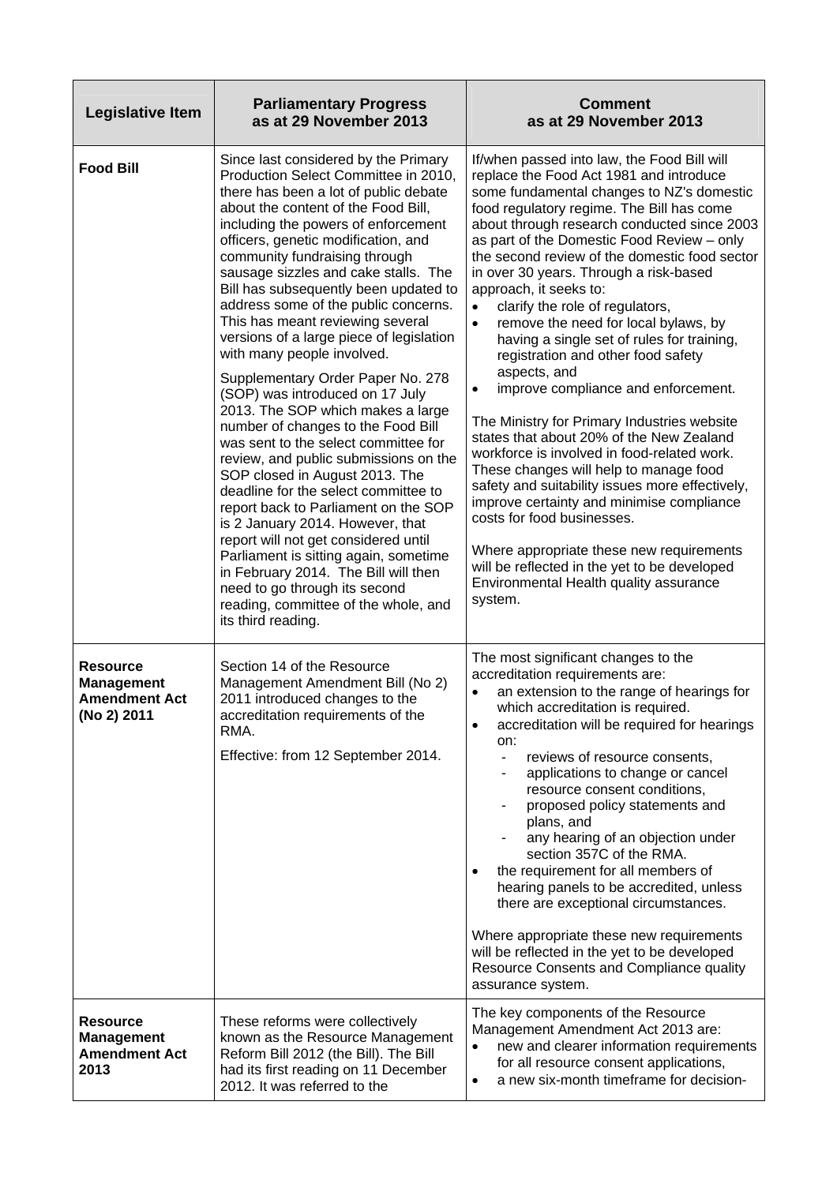| Legislative Item | Parliamentary Progress as at 29 November 2013 | Comment as at 29 November 2013 |
| --- | --- | --- |
| **Food Bill** | Since last considered by the Primary Production Select Committee in 2010, there has been a lot of public debate about the content of the Food Bill, including the powers of enforcement officers, genetic modification, and community fundraising through sausage sizzles and cake stalls. The Bill has subsequently been updated to address some of the public concerns. This has meant reviewing several versions of a large piece of legislation with many people involved.<br><br>Supplementary Order Paper No. 278 (SOP) was introduced on 17 July 2013. The SOP which makes a large number of changes to the Food Bill was sent to the select committee for review, and public submissions on the SOP closed in August 2013. The deadline for the select committee to report back to Parliament on the SOP is 2 January 2014. However, that report will not get considered until Parliament is sitting again, sometime in February 2014. The Bill will then need to go through its second reading, committee of the whole, and its third reading. | If/when passed into law, the Food Bill will replace the Food Act 1981 and introduce some fundamental changes to NZ's domestic food regulatory regime. The Bill has come about through research conducted since 2003 as part of the Domestic Food Review – only the second review of the domestic food sector in over 30 years. Through a risk-based approach, it seeks to:<br>• clarify the role of regulators,<br>• remove the need for local bylaws, by having a single set of rules for training, registration and other food safety aspects, and<br>• improve compliance and enforcement.<br><br>The Ministry for Primary Industries website states that about 20% of the New Zealand workforce is involved in food-related work. These changes will help to manage food safety and suitability issues more effectively, improve certainty and minimise compliance costs for food businesses.<br><br>Where appropriate these new requirements will be reflected in the yet to be developed Environmental Health quality assurance system. |
| **Resource Management Amendment Act (No 2) 2011** | Section 14 of the Resource Management Amendment Bill (No 2) 2011 introduced changes to the accreditation requirements of the RMA.<br><br>Effective: from 12 September 2014. | The most significant changes to the accreditation requirements are:<br>• an extension to the range of hearings for which accreditation is required.<br>• accreditation will be required for hearings on:<br>&nbsp;&nbsp;- reviews of resource consents,<br>&nbsp;&nbsp;- applications to change or cancel resource consent conditions,<br>&nbsp;&nbsp;- proposed policy statements and plans, and<br>&nbsp;&nbsp;- any hearing of an objection under section 357C of the RMA.<br>• the requirement for all members of hearing panels to be accredited, unless there are exceptional circumstances.<br><br>Where appropriate these new requirements will be reflected in the yet to be developed Resource Consents and Compliance quality assurance system. |
| **Resource Management Amendment Act 2013** | These reforms were collectively known as the Resource Management Reform Bill 2012 (the Bill). The Bill had its first reading on 11 December 2012. It was referred to the | The key components of the Resource Management Amendment Act 2013 are:<br>• new and clearer information requirements for all resource consent applications,<br>• a new six-month timeframe for decision- |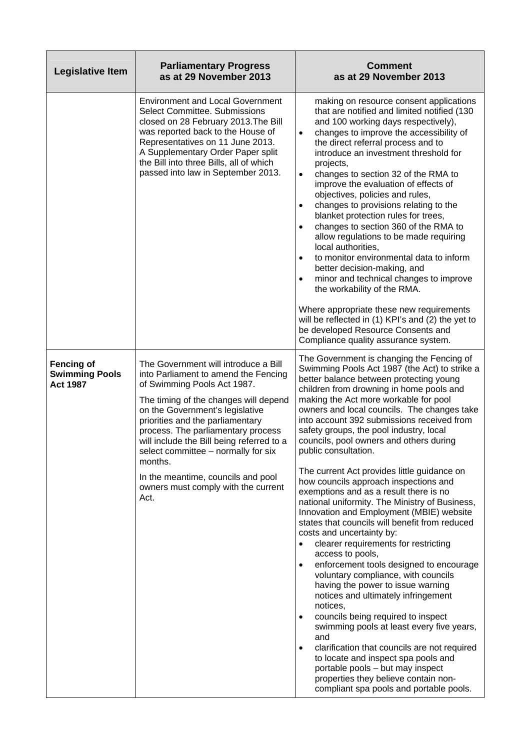| Legislative Item | Parliamentary Progress as at 29 November 2013 | Comment as at 29 November 2013 |
|---|---|---|
| | Environment and Local Government Select Committee. Submissions closed on 28 February 2013.The Bill was reported back to the House of Representatives on 11 June 2013. A Supplementary Order Paper split the Bill into three Bills, all of which passed into law in September 2013. | making on resource consent applications that are notified and limited notified (130 and 100 working days respectively),<br>• changes to improve the accessibility of the direct referral process and to introduce an investment threshold for projects,<br>• changes to section 32 of the RMA to improve the evaluation of effects of objectives, policies and rules,<br>• changes to provisions relating to the blanket protection rules for trees,<br>• changes to section 360 of the RMA to allow regulations to be made requiring local authorities,<br>• to monitor environmental data to inform better decision-making, and<br>• minor and technical changes to improve the workability of the RMA.<br><br>Where appropriate these new requirements will be reflected in (1) KPI's and (2) the yet to be developed Resource Consents and Compliance quality assurance system. |
| **Fencing of Swimming Pools Act 1987** | The Government will introduce a Bill into Parliament to amend the Fencing of Swimming Pools Act 1987.<br><br>The timing of the changes will depend on the Government's legislative priorities and the parliamentary process. The parliamentary process will include the Bill being referred to a select committee – normally for six months.<br><br>In the meantime, councils and pool owners must comply with the current Act. | The Government is changing the Fencing of Swimming Pools Act 1987 (the Act) to strike a better balance between protecting young children from drowning in home pools and making the Act more workable for pool owners and local councils. The changes take into account 392 submissions received from safety groups, the pool industry, local councils, pool owners and others during public consultation.<br><br>The current Act provides little guidance on how councils approach inspections and exemptions and as a result there is no national uniformity. The Ministry of Business, Innovation and Employment (MBIE) website states that councils will benefit from reduced costs and uncertainty by:<br>• clearer requirements for restricting access to pools,<br>• enforcement tools designed to encourage voluntary compliance, with councils having the power to issue warning notices and ultimately infringement notices,<br>• councils being required to inspect swimming pools at least every five years, and<br>• clarification that councils are not required to locate and inspect spa pools and portable pools – but may inspect properties they believe contain non-compliant spa pools and portable pools. |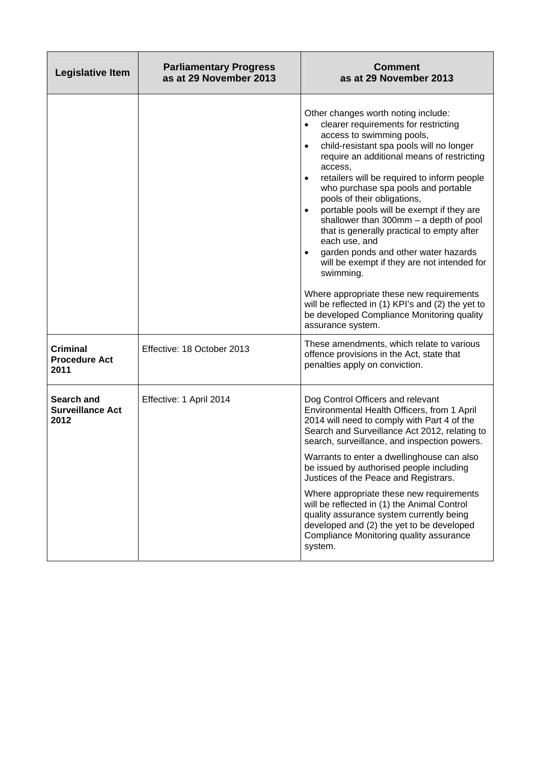| Legislative Item | Parliamentary Progress as at 29 November 2013 | Comment as at 29 November 2013 |
|---|---|---|
| | | Other changes worth noting include:<br>• clearer requirements for restricting access to swimming pools,<br>• child-resistant spa pools will no longer require an additional means of restricting access,<br>• retailers will be required to inform people who purchase spa pools and portable pools of their obligations,<br>• portable pools will be exempt if they are shallower than 300mm – a depth of pool that is generally practical to empty after each use, and<br>• garden ponds and other water hazards will be exempt if they are not intended for swimming.<br><br>Where appropriate these new requirements will be reflected in (1) KPI's and (2) the yet to be developed Compliance Monitoring quality assurance system. |
| **Criminal Procedure Act 2011** | Effective: 18 October 2013 | These amendments, which relate to various offence provisions in the Act, state that penalties apply on conviction. |
| **Search and Surveillance Act 2012** | Effective: 1 April 2014 | Dog Control Officers and relevant Environmental Health Officers, from 1 April 2014 will need to comply with Part 4 of the Search and Surveillance Act 2012, relating to search, surveillance, and inspection powers.<br><br>Warrants to enter a dwellinghouse can also be issued by authorised people including Justices of the Peace and Registrars.<br><br>Where appropriate these new requirements will be reflected in (1) the Animal Control quality assurance system currently being developed and (2) the yet to be developed Compliance Monitoring quality assurance system. |